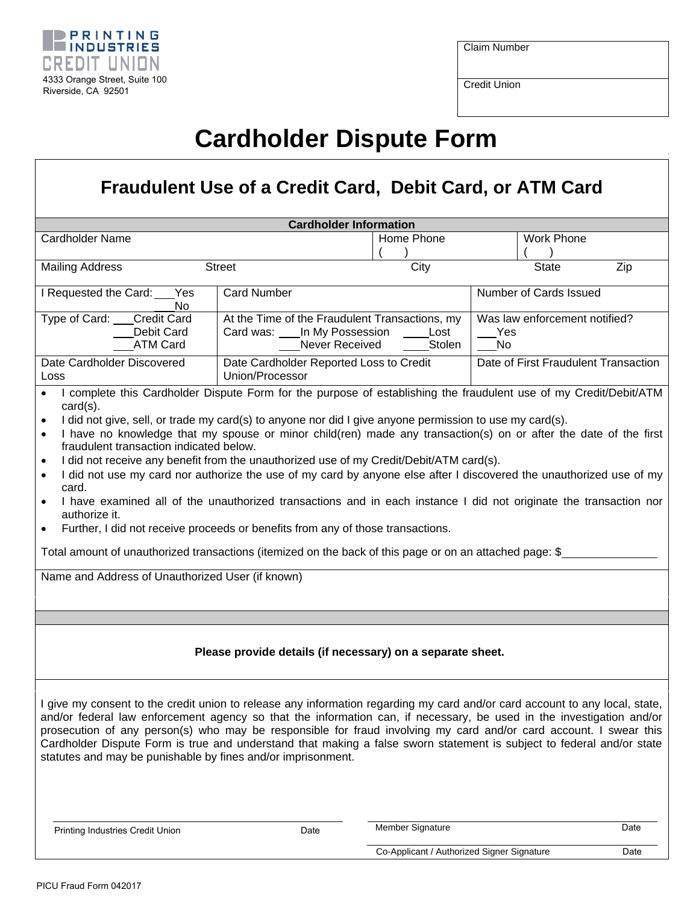PRINTING INDUSTRIES CREDIT UNION
4333 Orange Street, Suite 100
Riverside, CA 92501

| Claim Number |
|---|
| Credit Union |

# Cardholder Dispute Form

## Fraudulent Use of a Credit Card, Debit Card, or ATM Card

| Cardholder Information | | | |
|---|---|---|---|
| Cardholder Name | | Home Phone ( ) | Work Phone ( ) |
| Mailing Address Street | | City | State Zip |
| I Requested the Card: ___Yes ___No | Card Number | | Number of Cards Issued |
| Type of Card: ___Credit Card ___Debit Card ___ATM Card | At the Time of the Fraudulent Transactions, my Card was: ___In My Possession ___Lost ___Never Received ___Stolen | | Was law enforcement notified? ___Yes ___No |
| Date Cardholder Discovered Loss | Date Cardholder Reported Loss to Credit Union/Processor | | Date of First Fraudulent Transaction |

- I complete this Cardholder Dispute Form for the purpose of establishing the fraudulent use of my Credit/Debit/ATM card(s).
- I did not give, sell, or trade my card(s) to anyone nor did I give anyone permission to use my card(s).
- I have no knowledge that my spouse or minor child(ren) made any transaction(s) on or after the date of the first fraudulent transaction indicated below.
- I did not receive any benefit from the unauthorized use of my Credit/Debit/ATM card(s).
- I did not use my card nor authorize the use of my card by anyone else after I discovered the unauthorized use of my card.
- I have examined all of the unauthorized transactions and in each instance I did not originate the transaction nor authorize it.
- Further, I did not receive proceeds or benefits from any of those transactions.

Total amount of unauthorized transactions (itemized on the back of this page or on an attached page: $_______________

Name and Address of Unauthorized User (if known)

**Please provide details (if necessary) on a separate sheet.**

I give my consent to the credit union to release any information regarding my card and/or card account to any local, state, and/or federal law enforcement agency so that the information can, if necessary, be used in the investigation and/or prosecution of any person(s) who may be responsible for fraud involving my card and/or card account. I swear this Cardholder Dispute Form is true and understand that making a false sworn statement is subject to federal and/or state statutes and may be punishable by fines and/or imprisonment.

| | | | |
|---|---|---|---|
| Printing Industries Credit Union | Date | Member Signature | Date |
| | | Co-Applicant / Authorized Signer Signature | Date |

PICU Fraud Form 042017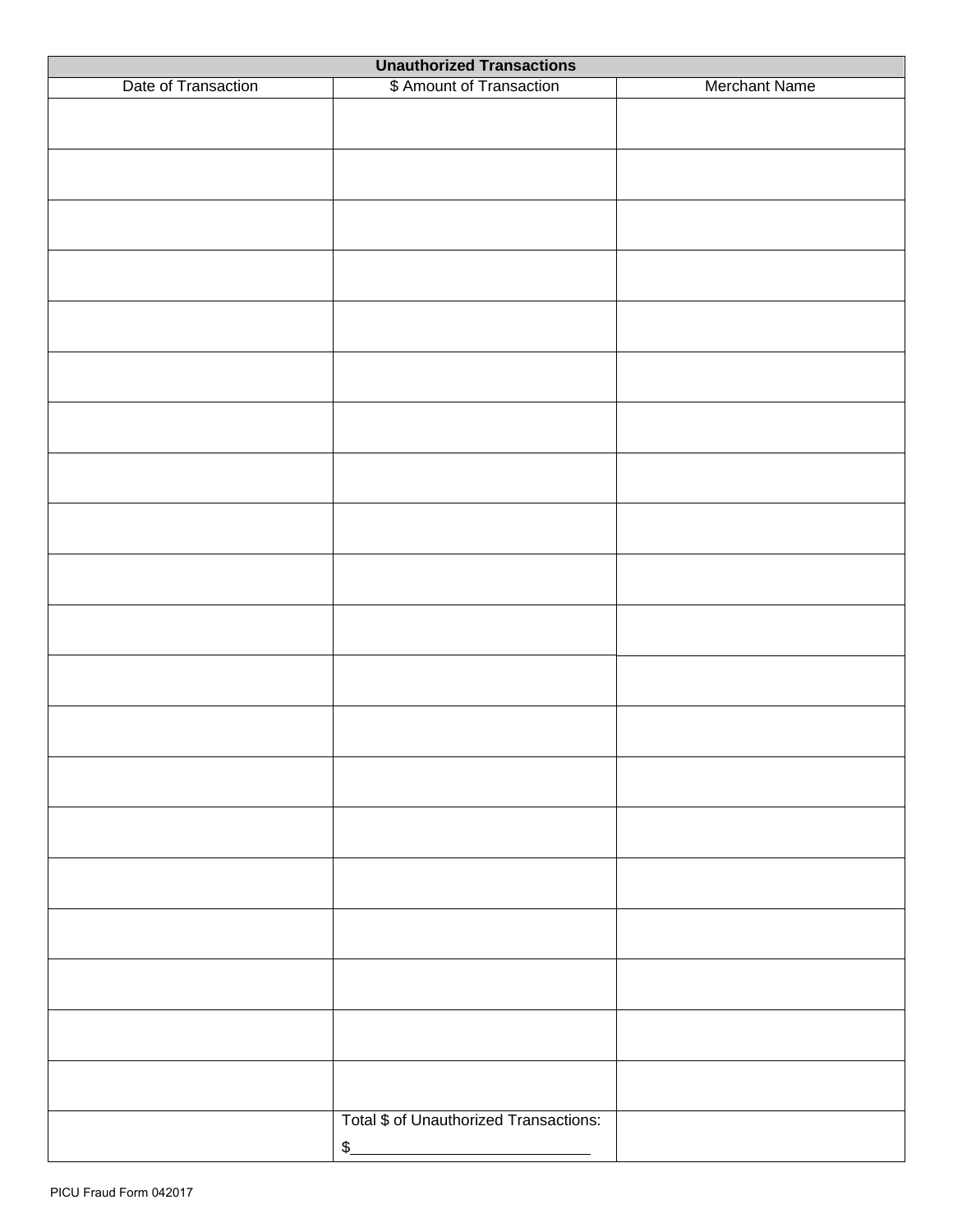| Unauthorized Transactions | | |
|---|---|---|
| Date of Transaction | $ Amount of Transaction | Merchant Name |
| | | |
| | | |
| | | |
| | | |
| | | |
| | | |
| | | |
| | | |
| | | |
| | | |
| | | |
| | | |
| | | |
| | | |
| | | |
| | | |
| | | |
| | | |
| | | |
| | | |
| | Total $ of Unauthorized Transactions: $___________________________ | |

PICU Fraud Form 042017